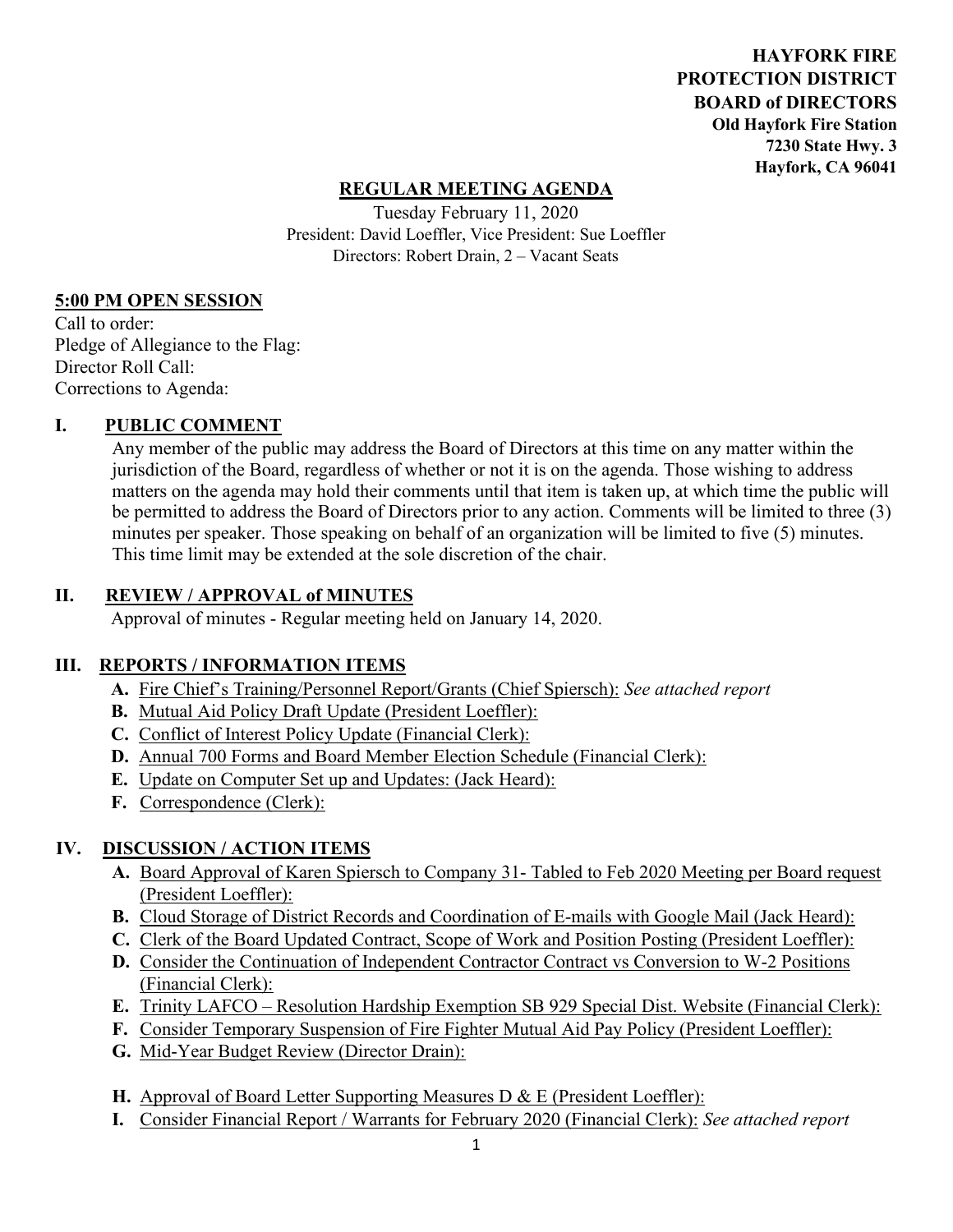**HAYFORK FIRE PROTECTION DISTRICT BOARD of DIRECTORS**
**Old Hayfork Fire Station**
**7230 State Hwy. 3**
**Hayfork, CA 96041**

# REGULAR MEETING AGENDA

Tuesday February 11, 2020
President: David Loeffler, Vice President: Sue Loeffler
Directors: Robert Drain, 2 – Vacant Seats

## 5:00 PM OPEN SESSION

Call to order:
Pledge of Allegiance to the Flag:
Director Roll Call:
Corrections to Agenda:

## I. PUBLIC COMMENT

Any member of the public may address the Board of Directors at this time on any matter within the jurisdiction of the Board, regardless of whether or not it is on the agenda. Those wishing to address matters on the agenda may hold their comments until that item is taken up, at which time the public will be permitted to address the Board of Directors prior to any action. Comments will be limited to three (3) minutes per speaker. Those speaking on behalf of an organization will be limited to five (5) minutes. This time limit may be extended at the sole discretion of the chair.

## II. REVIEW / APPROVAL of MINUTES

Approval of minutes - Regular meeting held on January 14, 2020.

## III. REPORTS / INFORMATION ITEMS

- **A.** Fire Chief's Training/Personnel Report/Grants (Chief Spiersch): *See attached report*
- **B.** Mutual Aid Policy Draft Update (President Loeffler):
- **C.** Conflict of Interest Policy Update (Financial Clerk):
- **D.** Annual 700 Forms and Board Member Election Schedule (Financial Clerk):
- **E.** Update on Computer Set up and Updates: (Jack Heard):
- **F.** Correspondence (Clerk):

## IV. DISCUSSION / ACTION ITEMS

- **A.** Board Approval of Karen Spiersch to Company 31- Tabled to Feb 2020 Meeting per Board request (President Loeffler):
- **B.** Cloud Storage of District Records and Coordination of E-mails with Google Mail (Jack Heard):
- **C.** Clerk of the Board Updated Contract, Scope of Work and Position Posting (President Loeffler):
- **D.** Consider the Continuation of Independent Contractor Contract vs Conversion to W-2 Positions (Financial Clerk):
- **E.** Trinity LAFCO – Resolution Hardship Exemption SB 929 Special Dist. Website (Financial Clerk):
- **F.** Consider Temporary Suspension of Fire Fighter Mutual Aid Pay Policy (President Loeffler):
- **G.** Mid-Year Budget Review (Director Drain):
- **H.** Approval of Board Letter Supporting Measures D & E (President Loeffler):
- **I.** Consider Financial Report / Warrants for February 2020 (Financial Clerk): *See attached report*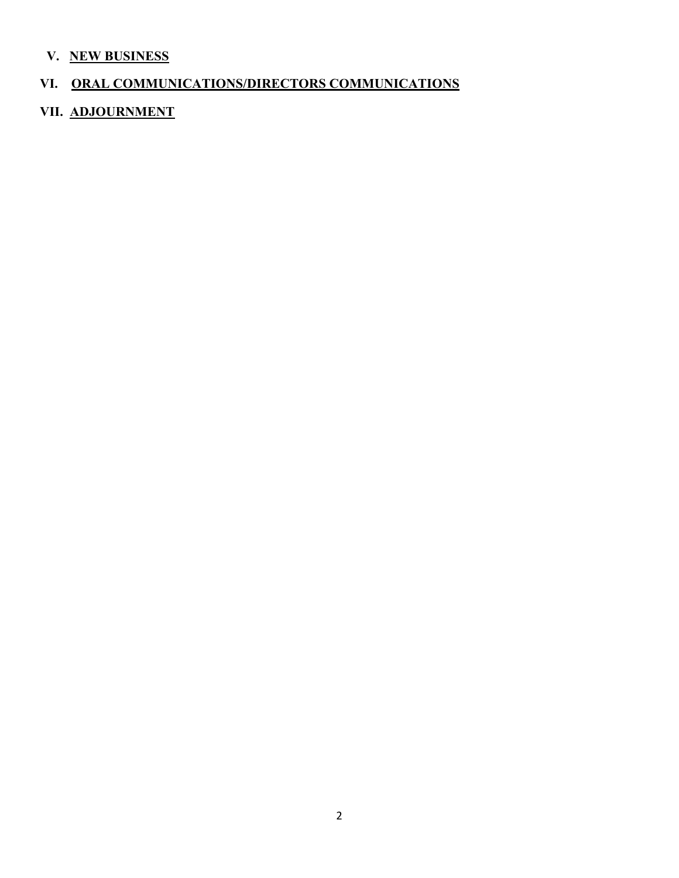## V. <u>NEW BUSINESS</u>

## VI. <u>ORAL COMMUNICATIONS/DIRECTORS COMMUNICATIONS</u>

## VII. <u>ADJOURNMENT</u>